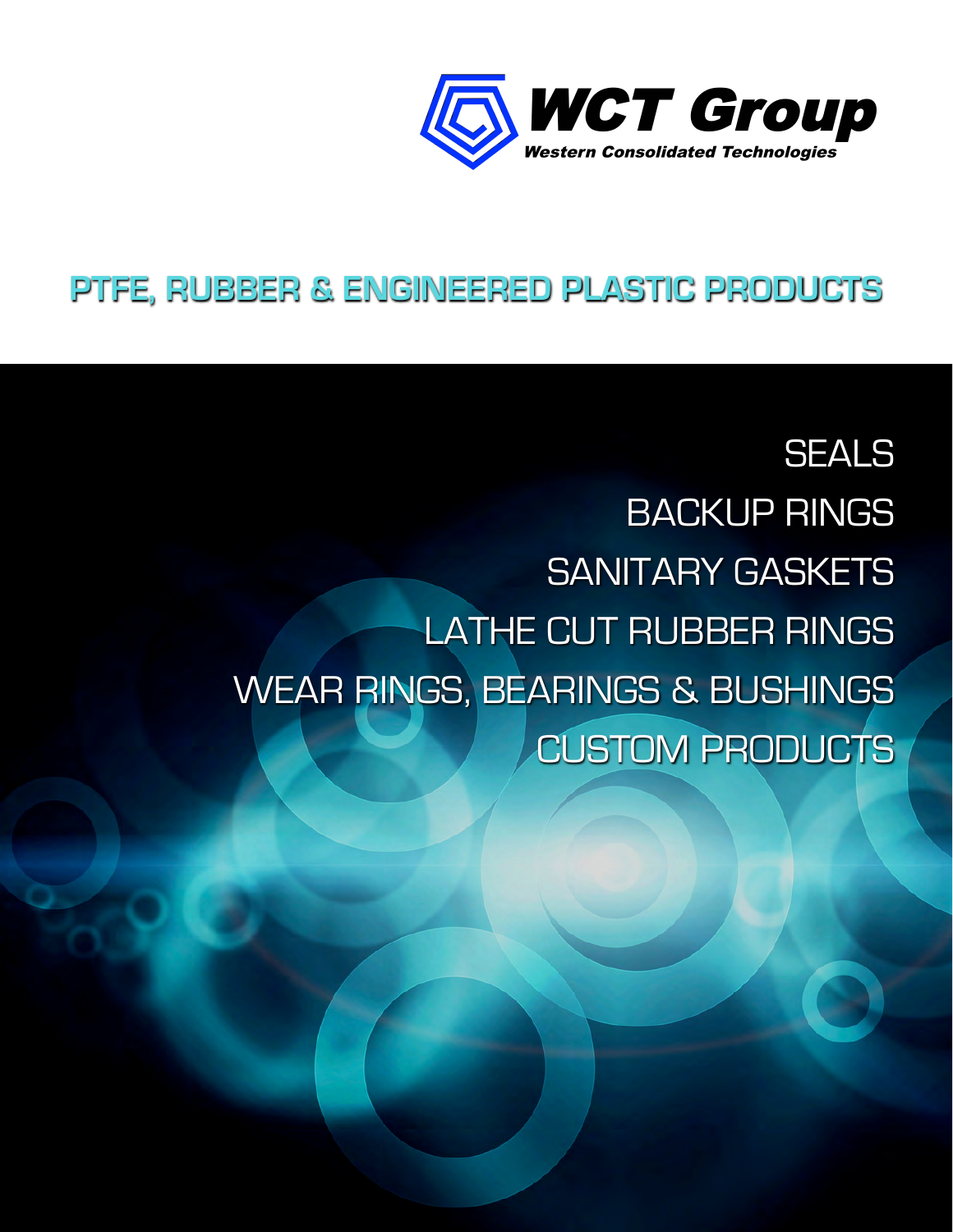# WCT Group

*Western Consolidated Technologies*

## PTFE, RUBBER & ENGINEERED PLASTIC PRODUCTS

SEALS

BACKUP RINGS

SANITARY GASKETS

LATHE CUT RUBBER RINGS

WEAR RINGS, BEARINGS & BUSHINGS

CUSTOM PRODUCTS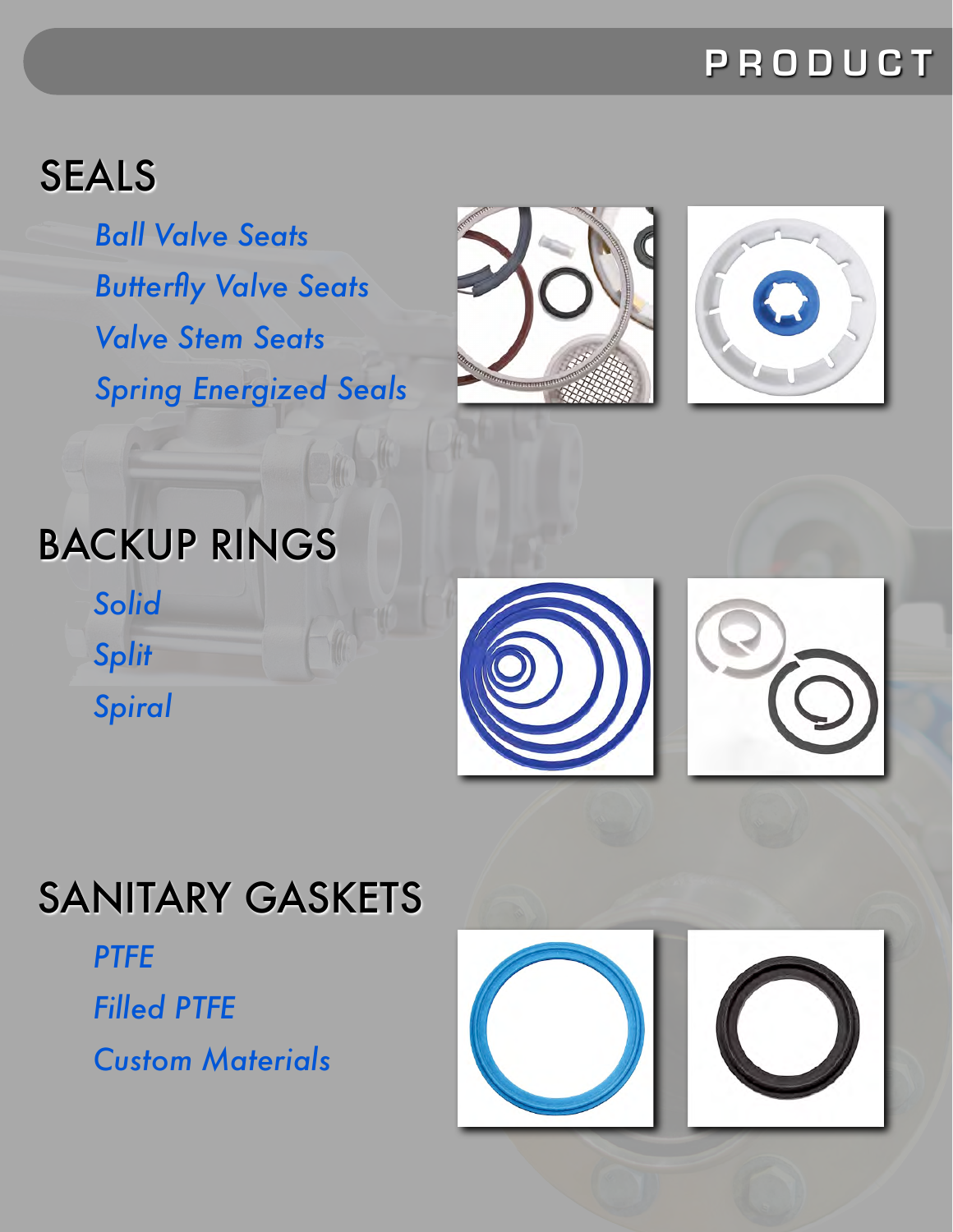# PRODUCT

## SEALS

*Ball Valve Seats*

*Butterfly Valve Seats*

*Valve Stem Seats*

*Spring Energized Seals*

## BACKUP RINGS

*Solid*

*Split*

*Spiral*

## SANITARY GASKETS

*PTFE*

*Filled PTFE*

*Custom Materials*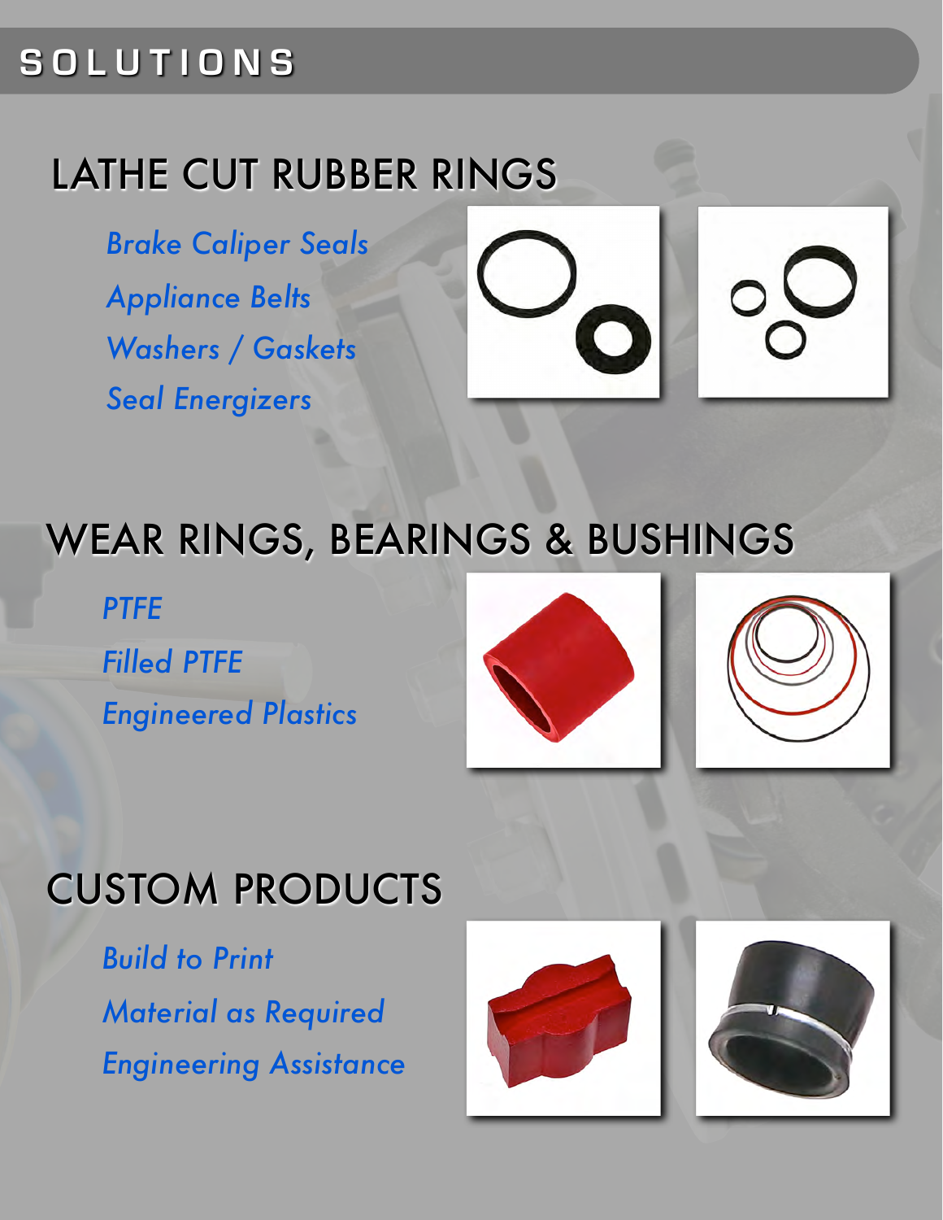# SOLUTIONS

## LATHE CUT RUBBER RINGS

*Brake Caliper Seals*

*Appliance Belts*

*Washers / Gaskets*

*Seal Energizers*

## WEAR RINGS, BEARINGS & BUSHINGS

*PTFE*

*Filled PTFE*

*Engineered Plastics*

## CUSTOM PRODUCTS

*Build to Print*

*Material as Required*

*Engineering Assistance*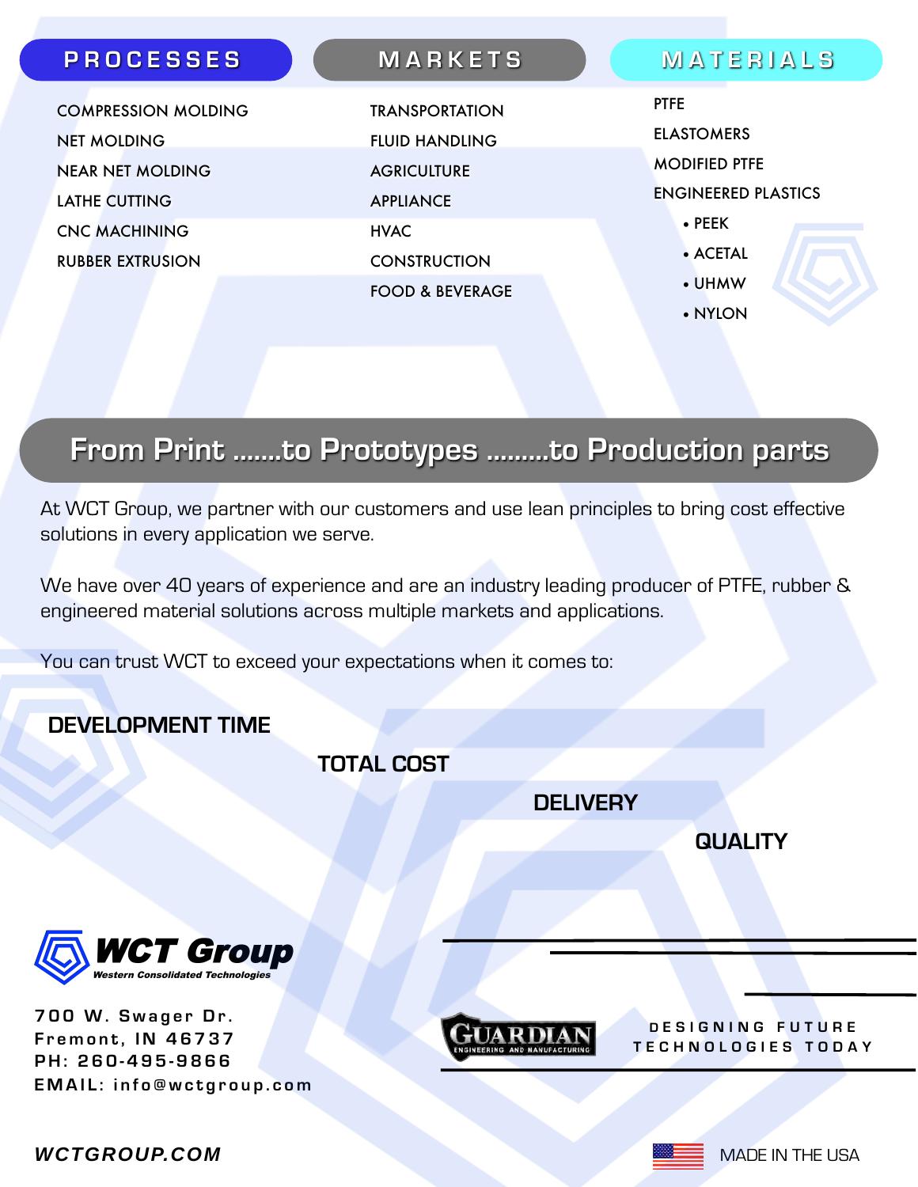## PROCESSES

- COMPRESSION MOLDING
- NET MOLDING
- NEAR NET MOLDING
- LATHE CUTTING
- CNC MACHINING
- RUBBER EXTRUSION

## MARKETS

- TRANSPORTATION
- FLUID HANDLING
- AGRICULTURE
- APPLIANCE
- HVAC
- CONSTRUCTION
- FOOD & BEVERAGE

## MATERIALS

- PTFE
- ELASTOMERS
- MODIFIED PTFE
- ENGINEERED PLASTICS
  - PEEK
  - ACETAL
  - UHMW
  - NYLON

## From Print .......to Prototypes .........to Production parts

At WCT Group, we partner with our customers and use lean principles to bring cost effective solutions in every application we serve.

We have over 40 years of experience and are an industry leading producer of PTFE, rubber & engineered material solutions across multiple markets and applications.

You can trust WCT to exceed your expectations when it comes to:

**DEVELOPMENT TIME**

**TOTAL COST**

**DELIVERY**

**QUALITY**

**WCT Group**
*Western Consolidated Technologies*

700 W. Swager Dr.
Fremont, IN 46737
PH: 260-495-9866
EMAIL: info@wctgroup.com

GUARDIAN ENGINEERING AND MANUFACTURING

DESIGNING FUTURE TECHNOLOGIES TODAY

**WCTGROUP.COM**

MADE IN THE USA